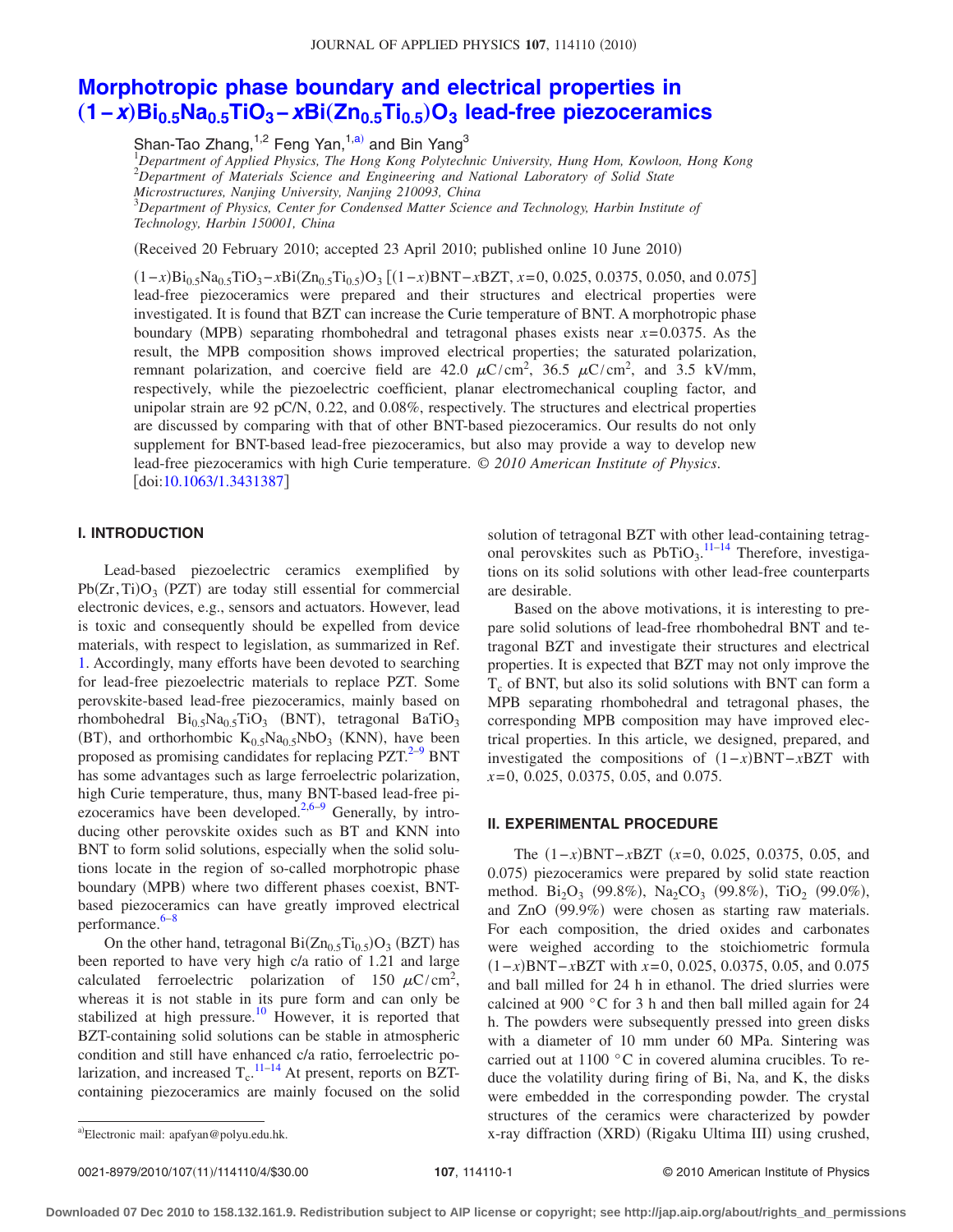# Morphotropic phase boundary and electrical properties in $(1-x)Bi_{0.5}Na_{0.5}TiO_3-xBi(Zn_{0.5}Ti_{0.5})O_3$ lead-free piezoceramics

Shan-Tao Zhang,[1,2] Feng Yan,[1,a)] and Bin Yang[3]

[1]*Department of Applied Physics, The Hong Kong Polytechnic University, Hung Hom, Kowloon, Hong Kong*
[2]*Department of Materials Science and Engineering and National Laboratory of Solid State Microstructures, Nanjing University, Nanjing 210093, China*
[3]*Department of Physics, Center for Condensed Matter Science and Technology, Harbin Institute of Technology, Harbin 150001, China*

(Received 20 February 2010; accepted 23 April 2010; published online 10 June 2010)

$(1-x)Bi_{0.5}Na_{0.5}TiO_3-xBi(Zn_{0.5}Ti_{0.5})O_3$ [$(1-x)$BNT$-x$BZT, $x=0$, 0.025, 0.0375, 0.050, and 0.075] lead-free piezoceramics were prepared and their structures and electrical properties were investigated. It is found that BZT can increase the Curie temperature of BNT. A morphotropic phase boundary (MPB) separating rhombohedral and tetragonal phases exists near $x=0.0375$. As the result, the MPB composition shows improved electrical properties; the saturated polarization, remnant polarization, and coercive field are 42.0 $\mu C/cm^2$, 36.5 $\mu C/cm^2$, and 3.5 kV/mm, respectively, while the piezoelectric coefficient, planar electromechanical coupling factor, and unipolar strain are 92 pC/N, 0.22, and 0.08%, respectively. The structures and electrical properties are discussed by comparing with that of other BNT-based piezoceramics. Our results do not only supplement for BNT-based lead-free piezoceramics, but also may provide a way to develop new lead-free piezoceramics with high Curie temperature. *© 2010 American Institute of Physics.* [doi:10.1063/1.3431387]

## I. INTRODUCTION

Lead-based piezoelectric ceramics exemplified by $Pb(Zr,Ti)O_3$ (PZT) are today still essential for commercial electronic devices, e.g., sensors and actuators. However, lead is toxic and consequently should be expelled from device materials, with respect to legislation, as summarized in Ref. 1. Accordingly, many efforts have been devoted to searching for lead-free piezoelectric materials to replace PZT. Some perovskite-based lead-free piezoceramics, mainly based on rhombohedral $Bi_{0.5}Na_{0.5}TiO_3$ (BNT), tetragonal $BaTiO_3$ (BT), and orthorhombic $K_{0.5}Na_{0.5}NbO_3$ (KNN), have been proposed as promising candidates for replacing PZT.[2–9] BNT has some advantages such as large ferroelectric polarization, high Curie temperature, thus, many BNT-based lead-free piezoceramics have been developed.[2,6–9] Generally, by introducing other perovskite oxides such as BT and KNN into BNT to form solid solutions, especially when the solid solutions locate in the region of so-called morphotropic phase boundary (MPB) where two different phases coexist, BNT-based piezoceramics can have greatly improved electrical performance.[6–8]

On the other hand, tetragonal $Bi(Zn_{0.5}Ti_{0.5})O_3$ (BZT) has been reported to have very high c/a ratio of 1.21 and large calculated ferroelectric polarization of 150 $\mu C/cm^2$, whereas it is not stable in its pure form and can only be stabilized at high pressure.[10] However, it is reported that BZT-containing solid solutions can be stable in atmospheric condition and still have enhanced c/a ratio, ferroelectric polarization, and increased $T_c$.[11–14] At present, reports on BZT-containing piezoceramics are mainly focused on the solid solution of tetragonal BZT with other lead-containing tetragonal perovskites such as $PbTiO_3$.[11–14] Therefore, investigations on its solid solutions with other lead-free counterparts are desirable.

Based on the above motivations, it is interesting to prepare solid solutions of lead-free rhombohedral BNT and tetragonal BZT and investigate their structures and electrical properties. It is expected that BZT may not only improve the $T_c$ of BNT, but also its solid solutions with BNT can form a MPB separating rhombohedral and tetragonal phases, the corresponding MPB composition may have improved electrical properties. In this article, we designed, prepared, and investigated the compositions of $(1-x)$BNT$-x$BZT with $x=0$, 0.025, 0.0375, 0.05, and 0.075.

## II. EXPERIMENTAL PROCEDURE

The $(1-x)$BNT$-x$BZT ($x=0$, 0.025, 0.0375, 0.05, and 0.075) piezoceramics were prepared by solid state reaction method. $Bi_2O_3$ (99.8%), $Na_2CO_3$ (99.8%), $TiO_2$ (99.0%), and ZnO (99.9%) were chosen as starting raw materials. For each composition, the dried oxides and carbonates were weighed according to the stoichiometric formula $(1-x)$BNT$-x$BZT with $x=0$, 0.025, 0.0375, 0.05, and 0.075 and ball milled for 24 h in ethanol. The dried slurries were calcined at 900 °C for 3 h and then ball milled again for 24 h. The powders were subsequently pressed into green disks with a diameter of 10 mm under 60 MPa. Sintering was carried out at 1100 °C in covered alumina crucibles. To reduce the volatility during firing of Bi, Na, and K, the disks were embedded in the corresponding powder. The crystal structures of the ceramics were characterized by powder x-ray diffraction (XRD) (Rigaku Ultima III) using crushed,

[a)]Electronic mail: apafyan@polyu.edu.hk.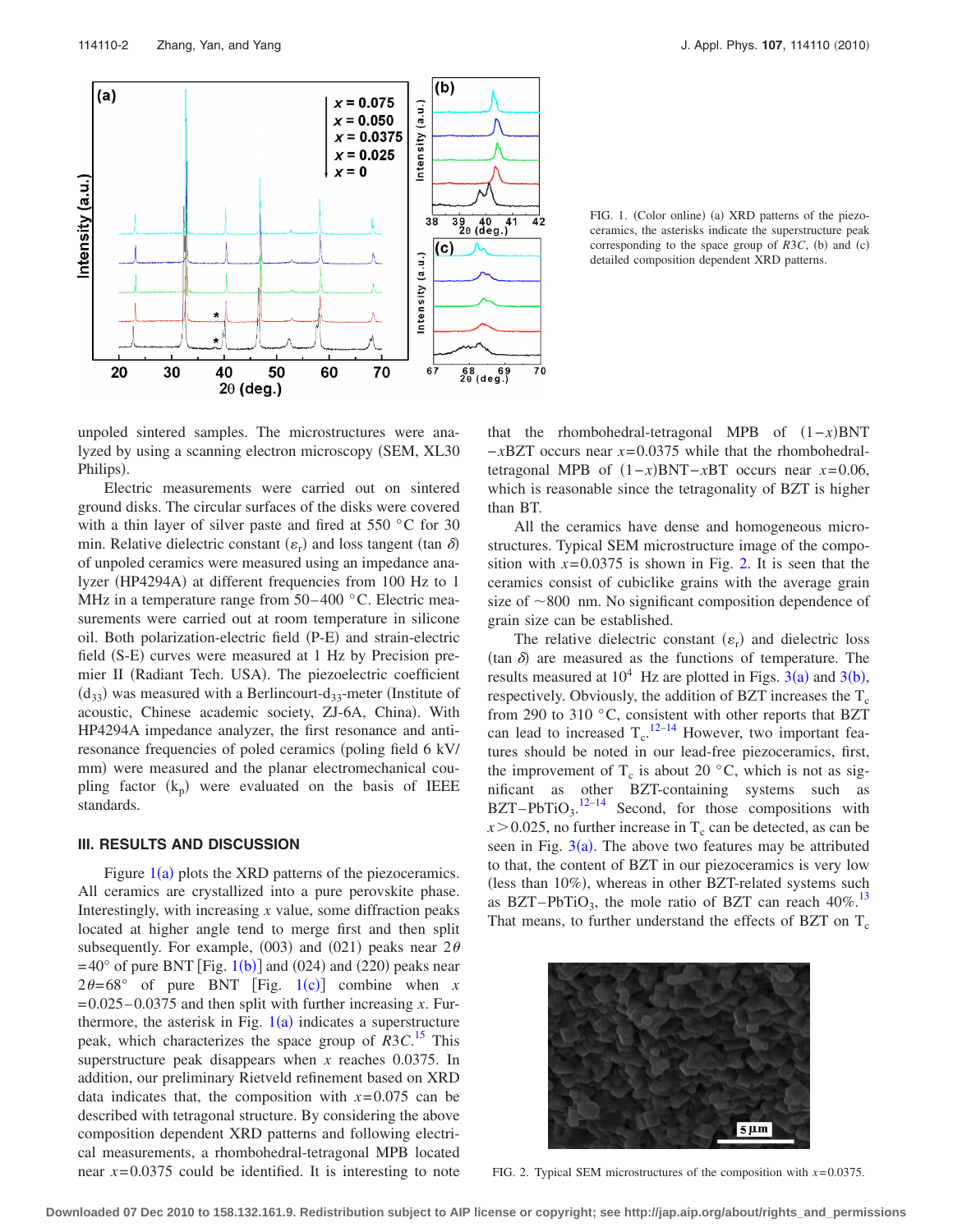FIG. 1. (Color online) (a) XRD patterns of the piezoceramics, the asterisks indicate the superstructure peak corresponding to the space group of $R3C$, (b) and (c) detailed composition dependent XRD patterns.

unpoled sintered samples. The microstructures were analyzed by using a scanning electron microscopy (SEM, XL30 Philips).

Electric measurements were carried out on sintered ground disks. The circular surfaces of the disks were covered with a thin layer of silver paste and fired at 550 °C for 30 min. Relative dielectric constant ($\varepsilon_r$) and loss tangent ($\tan \delta$) of unpoled ceramics were measured using an impedance analyzer (HP4294A) at different frequencies from 100 Hz to 1 MHz in a temperature range from 50–400 °C. Electric measurements were carried out at room temperature in silicone oil. Both polarization-electric field (P-E) and strain-electric field (S-E) curves were measured at 1 Hz by Precision premier II (Radiant Tech. USA). The piezoelectric coefficient ($d_{33}$) was measured with a Berlincourt-$d_{33}$-meter (Institute of acoustic, Chinese academic society, ZJ-6A, China). With HP4294A impedance analyzer, the first resonance and antiresonance frequencies of poled ceramics (poling field 6 kV/mm) were measured and the planar electromechanical coupling factor ($k_p$) were evaluated on the basis of IEEE standards.

## III. RESULTS AND DISCUSSION

Figure 1(a) plots the XRD patterns of the piezoceramics. All ceramics are crystallized into a pure perovskite phase. Interestingly, with increasing $x$ value, some diffraction peaks located at higher angle tend to merge first and then split subsequently. For example, (003) and (021) peaks near $2\theta = 40°$ of pure BNT [Fig. 1(b)] and (024) and (220) peaks near $2\theta = 68°$ of pure BNT [Fig. 1(c)] combine when $x = 0.025–0.0375$ and then split with further increasing $x$. Furthermore, the asterisk in Fig. 1(a) indicates a superstructure peak, which characterizes the space group of $R3C$.[15] This superstructure peak disappears when $x$ reaches 0.0375. In addition, our preliminary Rietveld refinement based on XRD data indicates that, the composition with $x = 0.075$ can be described with tetragonal structure. By considering the above composition dependent XRD patterns and following electrical measurements, a rhombohedral-tetragonal MPB located near $x = 0.0375$ could be identified. It is interesting to note that the rhombohedral-tetragonal MPB of $(1-x)$BNT$-x$BZT occurs near $x = 0.0375$ while that the rhombohedral-tetragonal MPB of $(1-x)$BNT$-x$BT occurs near $x = 0.06$, which is reasonable since the tetragonality of BZT is higher than BT.

All the ceramics have dense and homogeneous microstructures. Typical SEM microstructure image of the composition with $x = 0.0375$ is shown in Fig. 2. It is seen that the ceramics consist of cubiclike grains with the average grain size of ~800 nm. No significant composition dependence of grain size can be established.

The relative dielectric constant ($\varepsilon_r$) and dielectric loss ($\tan \delta$) are measured as the functions of temperature. The results measured at $10^4$ Hz are plotted in Figs. 3(a) and 3(b), respectively. Obviously, the addition of BZT increases the $T_c$ from 290 to 310 °C, consistent with other reports that BZT can lead to increased $T_c$.[12–14] However, two important features should be noted in our lead-free piezoceramics, first, the improvement of $T_c$ is about 20 °C, which is not as significant as other BZT-containing systems such as BZT–$PbTiO_3$.[12–14] Second, for those compositions with $x > 0.025$, no further increase in $T_c$ can be detected, as can be seen in Fig. 3(a). The above two features may be attributed to that, the content of BZT in our piezoceramics is very low (less than 10%), whereas in other BZT-related systems such as BZT–$PbTiO_3$, the mole ratio of BZT can reach 40%.[13] That means, to further understand the effects of BZT on $T_c$

FIG. 2. Typical SEM microstructures of the composition with $x = 0.0375$.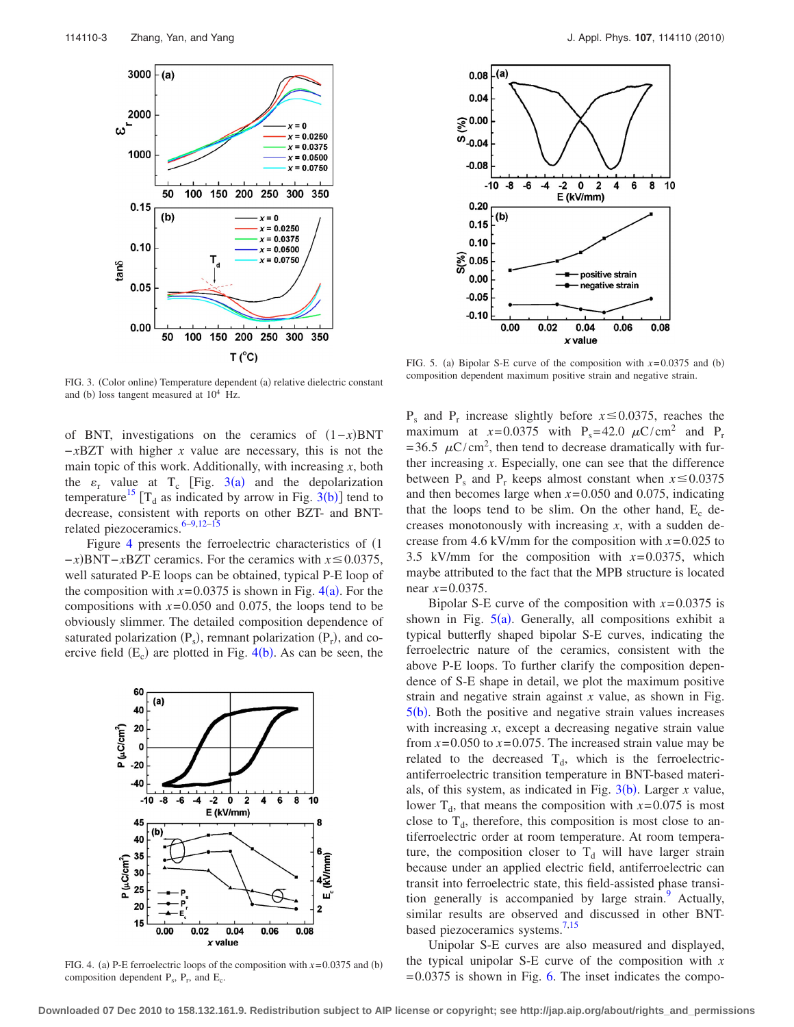FIG. 3. (Color online) Temperature dependent (a) relative dielectric constant and (b) loss tangent measured at $10^4$ Hz.

of BNT, investigations on the ceramics of $(1-x)$BNT $-x$BZT with higher $x$ value are necessary, this is not the main topic of this work. Additionally, with increasing $x$, both the $\varepsilon_r$ value at $T_c$ [Fig. 3(a) and the depolarization temperature[15] [$T_d$ as indicated by arrow in Fig. 3(b)] tend to decrease, consistent with reports on other BZT- and BNT-related piezoceramics.[6–9,12–15]

Figure 4 presents the ferroelectric characteristics of $(1-x)$BNT$-x$BZT ceramics. For the ceramics with $x\leq 0.0375$, well saturated P-E loops can be obtained, typical P-E loop of the composition with $x=0.0375$ is shown in Fig. 4(a). For the compositions with $x=0.050$ and 0.075, the loops tend to be obviously slimmer. The detailed composition dependence of saturated polarization ($P_s$), remnant polarization ($P_r$), and coercive field ($E_c$) are plotted in Fig. 4(b). As can be seen, the $P_s$ and $P_r$ increase slightly before $x\leq 0.0375$, reaches the maximum at $x=0.0375$ with $P_s=42.0$ $\mu$C/cm$^2$ and $P_r=36.5$ $\mu$C/cm$^2$, then tend to decrease dramatically with further increasing $x$. Especially, one can see that the difference between $P_s$ and $P_r$ keeps almost constant when $x\leq 0.0375$ and then becomes large when $x=0.050$ and 0.075, indicating that the loops tend to be slim. On the other hand, $E_c$ decreases monotonously with increasing $x$, with a sudden decrease from 4.6 kV/mm for the composition with $x=0.025$ to 3.5 kV/mm for the composition with $x=0.0375$, which maybe attributed to the fact that the MPB structure is located near $x=0.0375$.

FIG. 4. (a) P-E ferroelectric loops of the composition with $x=0.0375$ and (b) composition dependent $P_s$, $P_r$, and $E_c$.

FIG. 5. (a) Bipolar S-E curve of the composition with $x=0.0375$ and (b) composition dependent maximum positive strain and negative strain.

Bipolar S-E curve of the composition with $x=0.0375$ is shown in Fig. 5(a). Generally, all compositions exhibit a typical butterfly shaped bipolar S-E curves, indicating the ferroelectric nature of the ceramics, consistent with the above P-E loops. To further clarify the composition dependence of S-E shape in detail, we plot the maximum positive strain and negative strain against $x$ value, as shown in Fig. 5(b). Both the positive and negative strain values increases with increasing $x$, except a decreasing negative strain value from $x=0.050$ to $x=0.075$. The increased strain value may be related to the decreased $T_d$, which is the ferroelectric-antiferroelectric transition temperature in BNT-based materials, of this system, as indicated in Fig. 3(b). Larger $x$ value, lower $T_d$, that means the composition with $x=0.075$ is most close to $T_d$, therefore, this composition is most close to antiferroelectric order at room temperature. At room temperature, the composition closer to $T_d$ will have larger strain because under an applied electric field, antiferroelectric can transit into ferroelectric state, this field-assisted phase transition generally is accompanied by large strain.[9] Actually, similar results are observed and discussed in other BNT-based piezoceramics systems.[7,15]

Unipolar S-E curves are also measured and displayed, the typical unipolar S-E curve of the composition with $x=0.0375$ is shown in Fig. 6. The inset indicates the compo-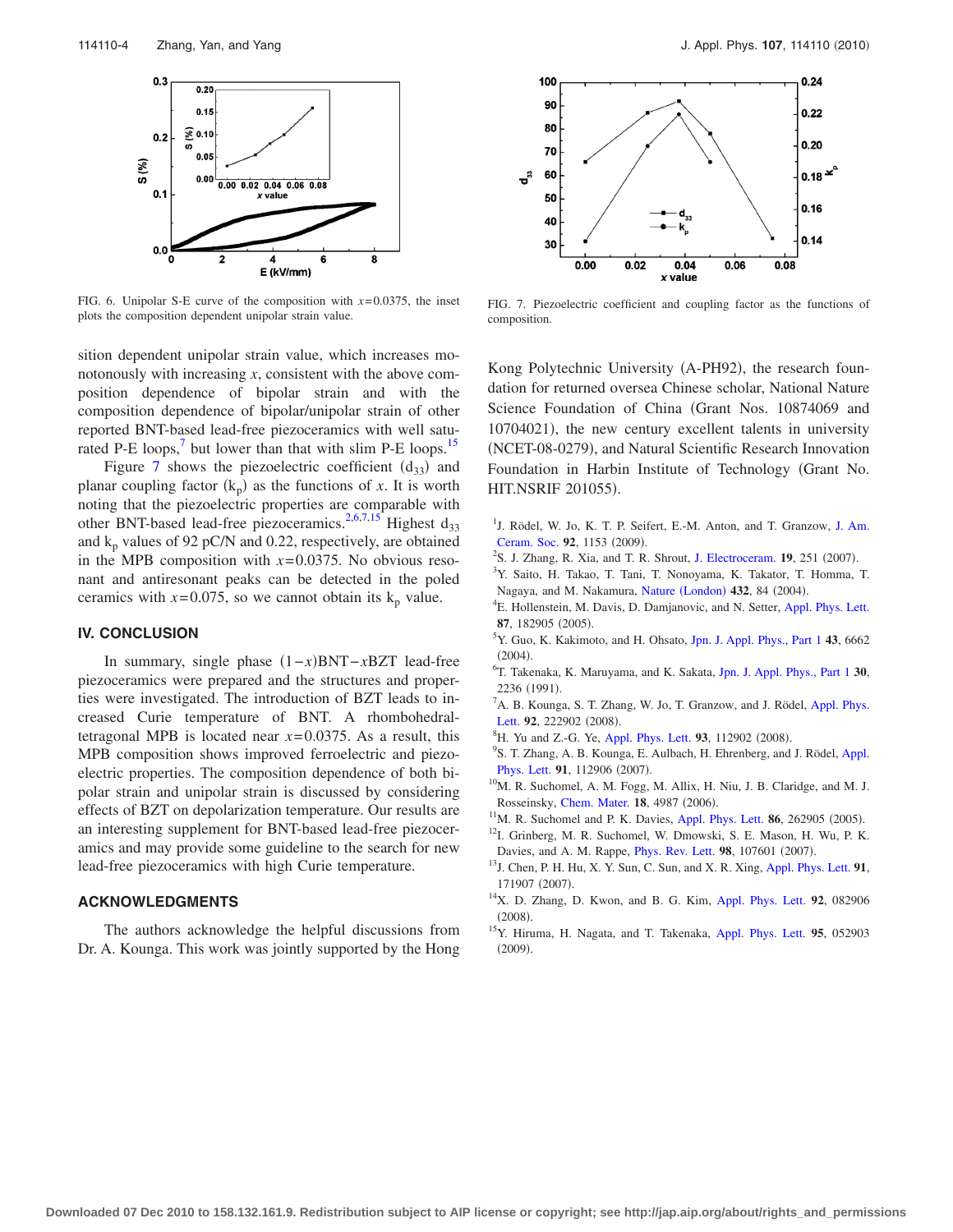0.3

0.2

0.1

0.0

S (%)

0 2 4 6 8

E (kV/mm)

0.20

0.15

0.10

0.05

0.00

S (%)

0.00 0.02 0.04 0.06 0.08

x value

FIG. 6. Unipolar S-E curve of the composition with $x=0.0375$, the inset plots the composition dependent unipolar strain value.

100

90

80

70

60

50

40

30

$d_{33}$

0.00 0.02 0.04 0.06 0.08

x value

0.24

0.22

0.20

0.18

0.16

0.14

$k_p$

$d_{33}$

$k_p$

FIG. 7. Piezoelectric coefficient and coupling factor as the functions of composition.

sition dependent unipolar strain value, which increases monotonously with increasing $x$, consistent with the above composition dependence of bipolar strain and with the composition dependence of bipolar/unipolar strain of other reported BNT-based lead-free piezoceramics with well saturated P-E loops,[7] but lower than that with slim P-E loops.[15]

Figure 7 shows the piezoelectric coefficient ($d_{33}$) and planar coupling factor ($k_p$) as the functions of $x$. It is worth noting that the piezoelectric properties are comparable with other BNT-based lead-free piezoceramics.[2,6,7,15] Highest $d_{33}$ and $k_p$ values of 92 pC/N and 0.22, respectively, are obtained in the MPB composition with $x=0.0375$. No obvious resonant and antiresonant peaks can be detected in the poled ceramics with $x=0.075$, so we cannot obtain its $k_p$ value.

## IV. CONCLUSION

In summary, single phase $(1-x)$BNT$-x$BZT lead-free piezoceramics were prepared and the structures and properties were investigated. The introduction of BZT leads to increased Curie temperature of BNT. A rhombohedral-tetragonal MPB is located near $x=0.0375$. As a result, this MPB composition shows improved ferroelectric and piezoelectric properties. The composition dependence of both bipolar strain and unipolar strain is discussed by considering effects of BZT on depolarization temperature. Our results are an interesting supplement for BNT-based lead-free piezoceramics and may provide some guideline to the search for new lead-free piezoceramics with high Curie temperature.

## ACKNOWLEDGMENTS

The authors acknowledge the helpful discussions from Dr. A. Kounga. This work was jointly supported by the Hong Kong Polytechnic University (A-PH92), the research foundation for returned oversea Chinese scholar, National Nature Science Foundation of China (Grant Nos. 10874069 and 10704021), the new century excellent talents in university (NCET-08-0279), and Natural Scientific Research Innovation Foundation in Harbin Institute of Technology (Grant No. HIT.NSRIF 201055).

[1] J. Rödel, W. Jo, K. T. P. Seifert, E.-M. Anton, and T. Granzow, J. Am. Ceram. Soc. **92**, 1153 (2009).

[2] S. J. Zhang, R. Xia, and T. R. Shrout, J. Electroceram. **19**, 251 (2007).

[3] Y. Saito, H. Takao, T. Tani, T. Nonoyama, K. Takator, T. Homma, T. Nagaya, and M. Nakamura, Nature (London) **432**, 84 (2004).

[4] E. Hollenstein, M. Davis, D. Damjanovic, and N. Setter, Appl. Phys. Lett. **87**, 182905 (2005).

[5] Y. Guo, K. Kakimoto, and H. Ohsato, Jpn. J. Appl. Phys., Part 1 **43**, 6662 (2004).

[6] T. Takenaka, K. Maruyama, and K. Sakata, Jpn. J. Appl. Phys., Part 1 **30**, 2236 (1991).

[7] A. B. Kounga, S. T. Zhang, W. Jo, T. Granzow, and J. Rödel, Appl. Phys. Lett. **92**, 222902 (2008).

[8] H. Yu and Z.-G. Ye, Appl. Phys. Lett. **93**, 112902 (2008).

[9] S. T. Zhang, A. B. Kounga, E. Aulbach, H. Ehrenberg, and J. Rödel, Appl. Phys. Lett. **91**, 112906 (2007).

[10] M. R. Suchomel, A. M. Fogg, M. Allix, H. Niu, J. B. Claridge, and M. J. Rosseinsky, Chem. Mater. **18**, 4987 (2006).

[11] M. R. Suchomel and P. K. Davies, Appl. Phys. Lett. **86**, 262905 (2005).

[12] I. Grinberg, M. R. Suchomel, W. Dmowski, S. E. Mason, H. Wu, P. K. Davies, and A. M. Rappe, Phys. Rev. Lett. **98**, 107601 (2007).

[13] J. Chen, P. H. Hu, X. Y. Sun, C. Sun, and X. R. Xing, Appl. Phys. Lett. **91**, 171907 (2007).

[14] X. D. Zhang, D. Kwon, and B. G. Kim, Appl. Phys. Lett. **92**, 082906 (2008).

[15] Y. Hiruma, H. Nagata, and T. Takenaka, Appl. Phys. Lett. **95**, 052903 (2009).